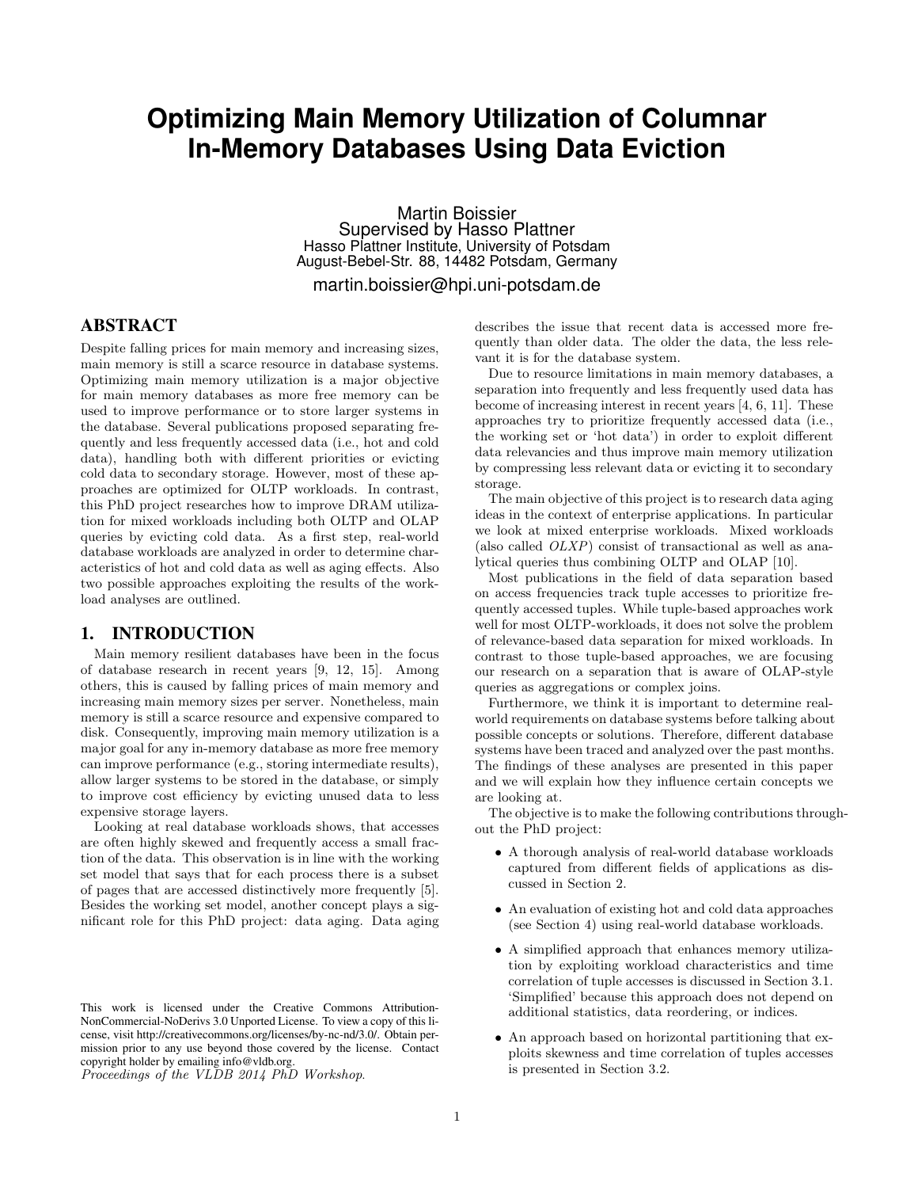# Optimizing Main Memory Utilization of Columnar In-Memory Databases Using Data Eviction

Martin Boissier
Supervised by Hasso Plattner
Hasso Plattner Institute, University of Potsdam
August-Bebel-Str. 88, 14482 Potsdam, Germany
martin.boissier@hpi.uni-potsdam.de

## ABSTRACT

Despite falling prices for main memory and increasing sizes, main memory is still a scarce resource in database systems. Optimizing main memory utilization is a major objective for main memory databases as more free memory can be used to improve performance or to store larger systems in the database. Several publications proposed separating frequently and less frequently accessed data (i.e., hot and cold data), handling both with different priorities or evicting cold data to secondary storage. However, most of these approaches are optimized for OLTP workloads. In contrast, this PhD project researches how to improve DRAM utilization for mixed workloads including both OLTP and OLAP queries by evicting cold data. As a first step, real-world database workloads are analyzed in order to determine characteristics of hot and cold data as well as aging effects. Also two possible approaches exploiting the results of the workload analyses are outlined.

## 1. INTRODUCTION

Main memory resilient databases have been in the focus of database research in recent years [9, 12, 15]. Among others, this is caused by falling prices of main memory and increasing main memory sizes per server. Nonetheless, main memory is still a scarce resource and expensive compared to disk. Consequently, improving main memory utilization is a major goal for any in-memory database as more free memory can improve performance (e.g., storing intermediate results), allow larger systems to be stored in the database, or simply to improve cost efficiency by evicting unused data to less expensive storage layers.

Looking at real database workloads shows, that accesses are often highly skewed and frequently access a small fraction of the data. This observation is in line with the working set model that says that for each process there is a subset of pages that are accessed distinctively more frequently [5]. Besides the working set model, another concept plays a significant role for this PhD project: data aging. Data aging describes the issue that recent data is accessed more frequently than older data. The older the data, the less relevant it is for the database system.

Due to resource limitations in main memory databases, a separation into frequently and less frequently used data has become of increasing interest in recent years [4, 6, 11]. These approaches try to prioritize frequently accessed data (i.e., the working set or 'hot data') in order to exploit different data relevancies and thus improve main memory utilization by compressing less relevant data or evicting it to secondary storage.

The main objective of this project is to research data aging ideas in the context of enterprise applications. In particular we look at mixed enterprise workloads. Mixed workloads (also called *OLXP*) consist of transactional as well as analytical queries thus combining OLTP and OLAP [10].

Most publications in the field of data separation based on access frequencies track tuple accesses to prioritize frequently accessed tuples. While tuple-based approaches work well for most OLTP-workloads, it does not solve the problem of relevance-based data separation for mixed workloads. In contrast to those tuple-based approaches, we are focusing our research on a separation that is aware of OLAP-style queries as aggregations or complex joins.

Furthermore, we think it is important to determine real-world requirements on database systems before talking about possible concepts or solutions. Therefore, different database systems have been traced and analyzed over the past months. The findings of these analyses are presented in this paper and we will explain how they influence certain concepts we are looking at.

The objective is to make the following contributions throughout the PhD project:

- A thorough analysis of real-world database workloads captured from different fields of applications as discussed in Section 2.
- An evaluation of existing hot and cold data approaches (see Section 4) using real-world database workloads.
- A simplified approach that enhances memory utilization by exploiting workload characteristics and time correlation of tuple accesses is discussed in Section 3.1. 'Simplified' because this approach does not depend on additional statistics, data reordering, or indices.
- An approach based on horizontal partitioning that exploits skewness and time correlation of tuples accesses is presented in Section 3.2.

This work is licensed under the Creative Commons Attribution-NonCommercial-NoDerivs 3.0 Unported License. To view a copy of this license, visit http://creativecommons.org/licenses/by-nc-nd/3.0/. Obtain permission prior to any use beyond those covered by the license. Contact copyright holder by emailing info@vldb.org.
*Proceedings of the VLDB 2014 PhD Workshop.*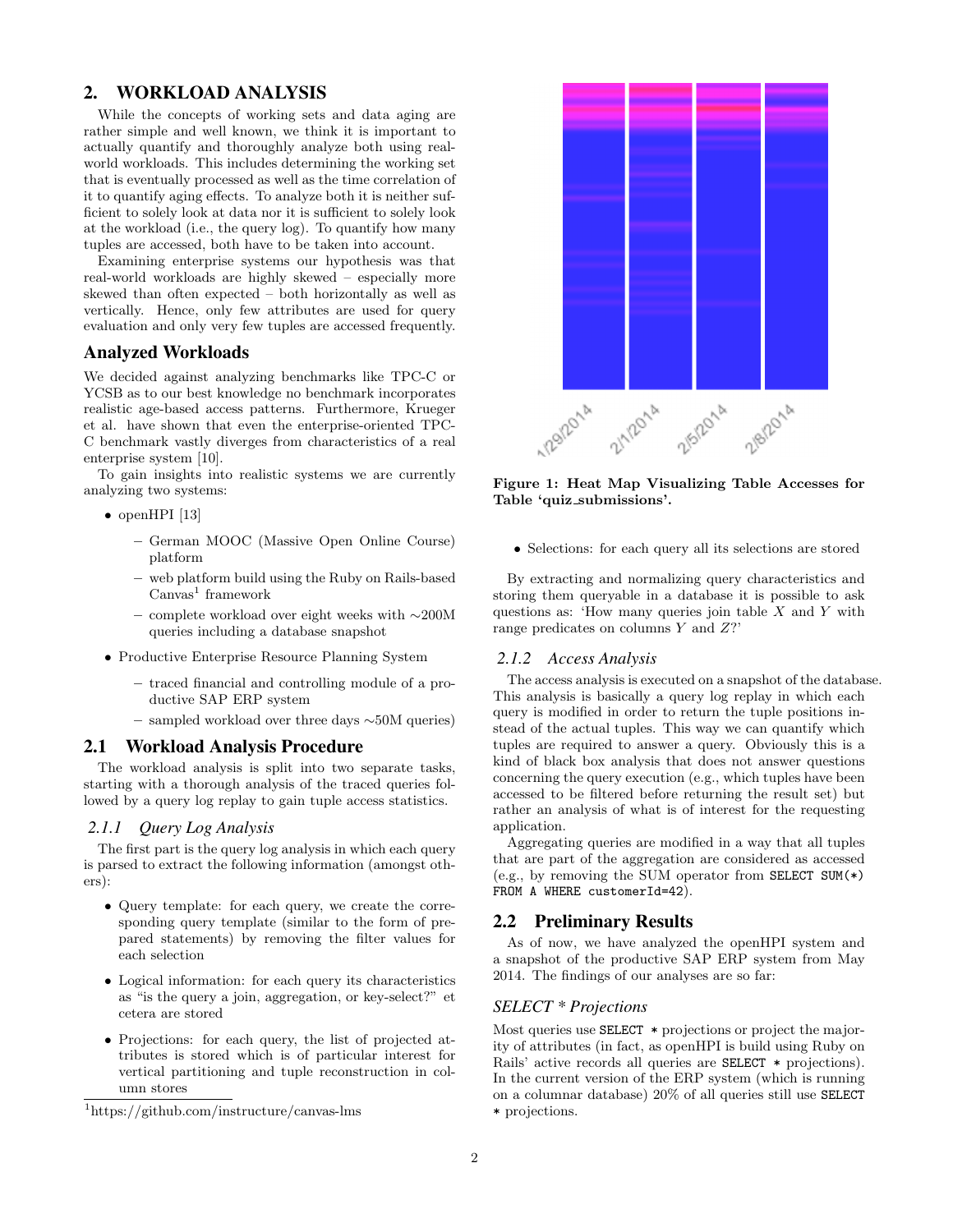## 2. WORKLOAD ANALYSIS

While the concepts of working sets and data aging are rather simple and well known, we think it is important to actually quantify and thoroughly analyze both using real-world workloads. This includes determining the working set that is eventually processed as well as the time correlation of it to quantify aging effects. To analyze both it is neither sufficient to solely look at data nor it is sufficient to solely look at the workload (i.e., the query log). To quantify how many tuples are accessed, both have to be taken into account.

Examining enterprise systems our hypothesis was that real-world workloads are highly skewed – especially more skewed than often expected – both horizontally as well as vertically. Hence, only few attributes are used for query evaluation and only very few tuples are accessed frequently.

### Analyzed Workloads

We decided against analyzing benchmarks like TPC-C or YCSB as to our best knowledge no benchmark incorporates realistic age-based access patterns. Furthermore, Krueger et al. have shown that even the enterprise-oriented TPC-C benchmark vastly diverges from characteristics of a real enterprise system [10].

To gain insights into realistic systems we are currently analyzing two systems:

- openHPI [13]
  - German MOOC (Massive Open Online Course) platform
  - web platform build using the Ruby on Rails-based Canvas[1] framework
  - complete workload over eight weeks with ∼200M queries including a database snapshot
- Productive Enterprise Resource Planning System
  - traced financial and controlling module of a productive SAP ERP system
  - sampled workload over three days ∼50M queries)

### 2.1 Workload Analysis Procedure

The workload analysis is split into two separate tasks, starting with a thorough analysis of the traced queries followed by a query log replay to gain tuple access statistics.

#### 2.1.1 Query Log Analysis

The first part is the query log analysis in which each query is parsed to extract the following information (amongst others):

- Query template: for each query, we create the corresponding query template (similar to the form of prepared statements) by removing the filter values for each selection
- Logical information: for each query its characteristics as "is the query a join, aggregation, or key-select?" et cetera are stored
- Projections: for each query, the list of projected attributes is stored which is of particular interest for vertical partitioning and tuple reconstruction in column stores

[1] https://github.com/instructure/canvas-lms

**Figure 1: Heat Map Visualizing Table Accesses for Table 'quiz_submissions'.**

- Selections: for each query all its selections are stored

By extracting and normalizing query characteristics and storing them queryable in a database it is possible to ask questions as: 'How many queries join table $X$ and $Y$ with range predicates on columns $Y$ and $Z$?'

#### 2.1.2 Access Analysis

The access analysis is executed on a snapshot of the database. This analysis is basically a query log replay in which each query is modified in order to return the tuple positions instead of the actual tuples. This way we can quantify which tuples are required to answer a query. Obviously this is a kind of black box analysis that does not answer questions concerning the query execution (e.g., which tuples have been accessed to be filtered before returning the result set) but rather an analysis of what is of interest for the requesting application.

Aggregating queries are modified in a way that all tuples that are part of the aggregation are considered as accessed (e.g., by removing the SUM operator from `SELECT SUM(*) FROM A WHERE customerId=42`).

### 2.2 Preliminary Results

As of now, we have analyzed the openHPI system and a snapshot of the productive SAP ERP system from May 2014. The findings of our analyses are so far:

#### *SELECT * Projections*

Most queries use `SELECT *` projections or project the majority of attributes (in fact, as openHPI is build using Ruby on Rails' active records all queries are `SELECT *` projections). In the current version of the ERP system (which is running on a columnar database) 20% of all queries still use `SELECT *` projections.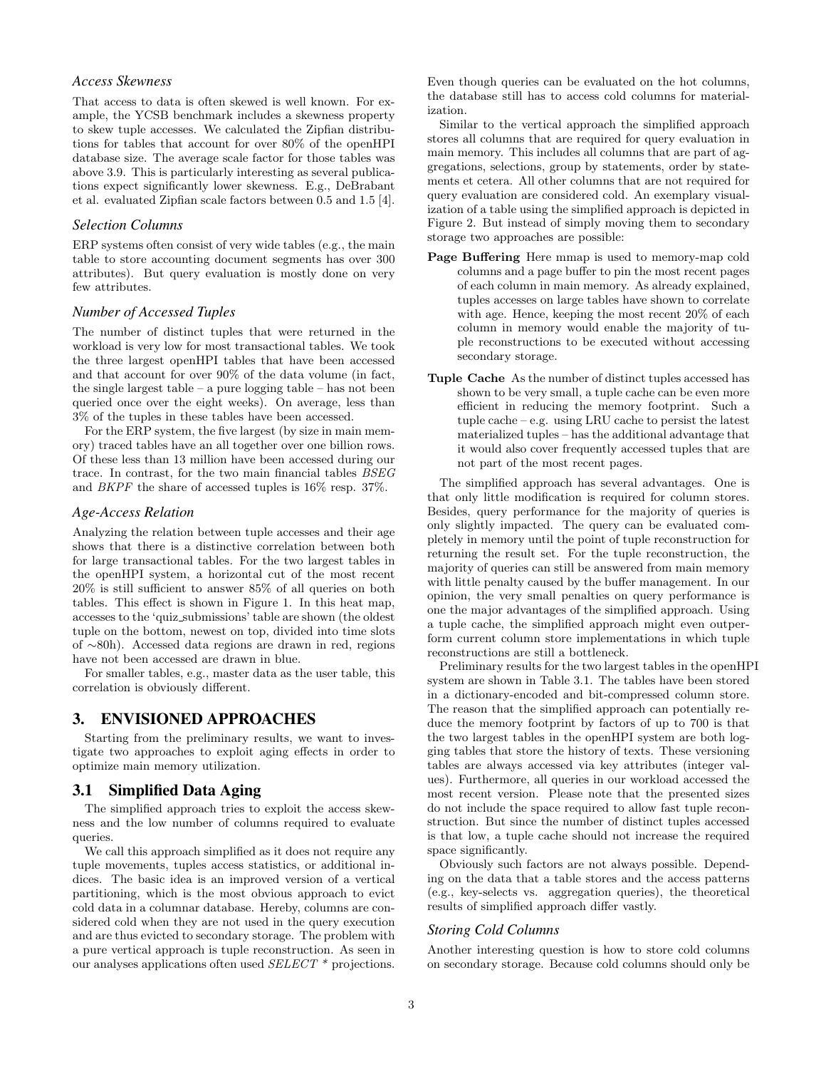### *Access Skewness*

That access to data is often skewed is well known. For example, the YCSB benchmark includes a skewness property to skew tuple accesses. We calculated the Zipfian distributions for tables that account for over 80% of the openHPI database size. The average scale factor for those tables was above 3.9. This is particularly interesting as several publications expect significantly lower skewness. E.g., DeBrabant et al. evaluated Zipfian scale factors between 0.5 and 1.5 [4].

### *Selection Columns*

ERP systems often consist of very wide tables (e.g., the main table to store accounting document segments has over 300 attributes). But query evaluation is mostly done on very few attributes.

### *Number of Accessed Tuples*

The number of distinct tuples that were returned in the workload is very low for most transactional tables. We took the three largest openHPI tables that have been accessed and that account for over 90% of the data volume (in fact, the single largest table – a pure logging table – has not been queried once over the eight weeks). On average, less than 3% of the tuples in these tables have been accessed.

For the ERP system, the five largest (by size in main memory) traced tables have an all together over one billion rows. Of these less than 13 million have been accessed during our trace. In contrast, for the two main financial tables *BSEG* and *BKPF* the share of accessed tuples is 16% resp. 37%.

### *Age-Access Relation*

Analyzing the relation between tuple accesses and their age shows that there is a distinctive correlation between both for large transactional tables. For the two largest tables in the openHPI system, a horizontal cut of the most recent 20% is still sufficient to answer 85% of all queries on both tables. This effect is shown in Figure 1. In this heat map, accesses to the 'quiz_submissions' table are shown (the oldest tuple on the bottom, newest on top, divided into time slots of ∼80h). Accessed data regions are drawn in red, regions have not been accessed are drawn in blue.

For smaller tables, e.g., master data as the user table, this correlation is obviously different.

# 3. ENVISIONED APPROACHES

Starting from the preliminary results, we want to investigate two approaches to exploit aging effects in order to optimize main memory utilization.

## 3.1 Simplified Data Aging

The simplified approach tries to exploit the access skewness and the low number of columns required to evaluate queries.

We call this approach simplified as it does not require any tuple movements, tuples access statistics, or additional indices. The basic idea is an improved version of a vertical partitioning, which is the most obvious approach to evict cold data in a columnar database. Hereby, columns are considered cold when they are not used in the query execution and are thus evicted to secondary storage. The problem with a pure vertical approach is tuple reconstruction. As seen in our analyses applications often used *SELECT \** projections. Even though queries can be evaluated on the hot columns, the database still has to access cold columns for materialization.

Similar to the vertical approach the simplified approach stores all columns that are required for query evaluation in main memory. This includes all columns that are part of aggregations, selections, group by statements, order by statements et cetera. All other columns that are not required for query evaluation are considered cold. An exemplary visualization of a table using the simplified approach is depicted in Figure 2. But instead of simply moving them to secondary storage two approaches are possible:

**Page Buffering** Here mmap is used to memory-map cold columns and a page buffer to pin the most recent pages of each column in main memory. As already explained, tuples accesses on large tables have shown to correlate with age. Hence, keeping the most recent 20% of each column in memory would enable the majority of tuple reconstructions to be executed without accessing secondary storage.

**Tuple Cache** As the number of distinct tuples accessed has shown to be very small, a tuple cache can be even more efficient in reducing the memory footprint. Such a tuple cache – e.g. using LRU cache to persist the latest materialized tuples – has the additional advantage that it would also cover frequently accessed tuples that are not part of the most recent pages.

The simplified approach has several advantages. One is that only little modification is required for column stores. Besides, query performance for the majority of queries is only slightly impacted. The query can be evaluated completely in memory until the point of tuple reconstruction for returning the result set. For the tuple reconstruction, the majority of queries can still be answered from main memory with little penalty caused by the buffer management. In our opinion, the very small penalties on query performance is one the major advantages of the simplified approach. Using a tuple cache, the simplified approach might even outperform current column store implementations in which tuple reconstructions are still a bottleneck.

Preliminary results for the two largest tables in the openHPI system are shown in Table 3.1. The tables have been stored in a dictionary-encoded and bit-compressed column store. The reason that the simplified approach can potentially reduce the memory footprint by factors of up to 700 is that the two largest tables in the openHPI system are both logging tables that store the history of texts. These versioning tables are always accessed via key attributes (integer values). Furthermore, all queries in our workload accessed the most recent version. Please note that the presented sizes do not include the space required to allow fast tuple reconstruction. But since the number of distinct tuples accessed is that low, a tuple cache should not increase the required space significantly.

Obviously such factors are not always possible. Depending on the data that a table stores and the access patterns (e.g., key-selects vs. aggregation queries), the theoretical results of simplified approach differ vastly.

### *Storing Cold Columns*

Another interesting question is how to store cold columns on secondary storage. Because cold columns should only be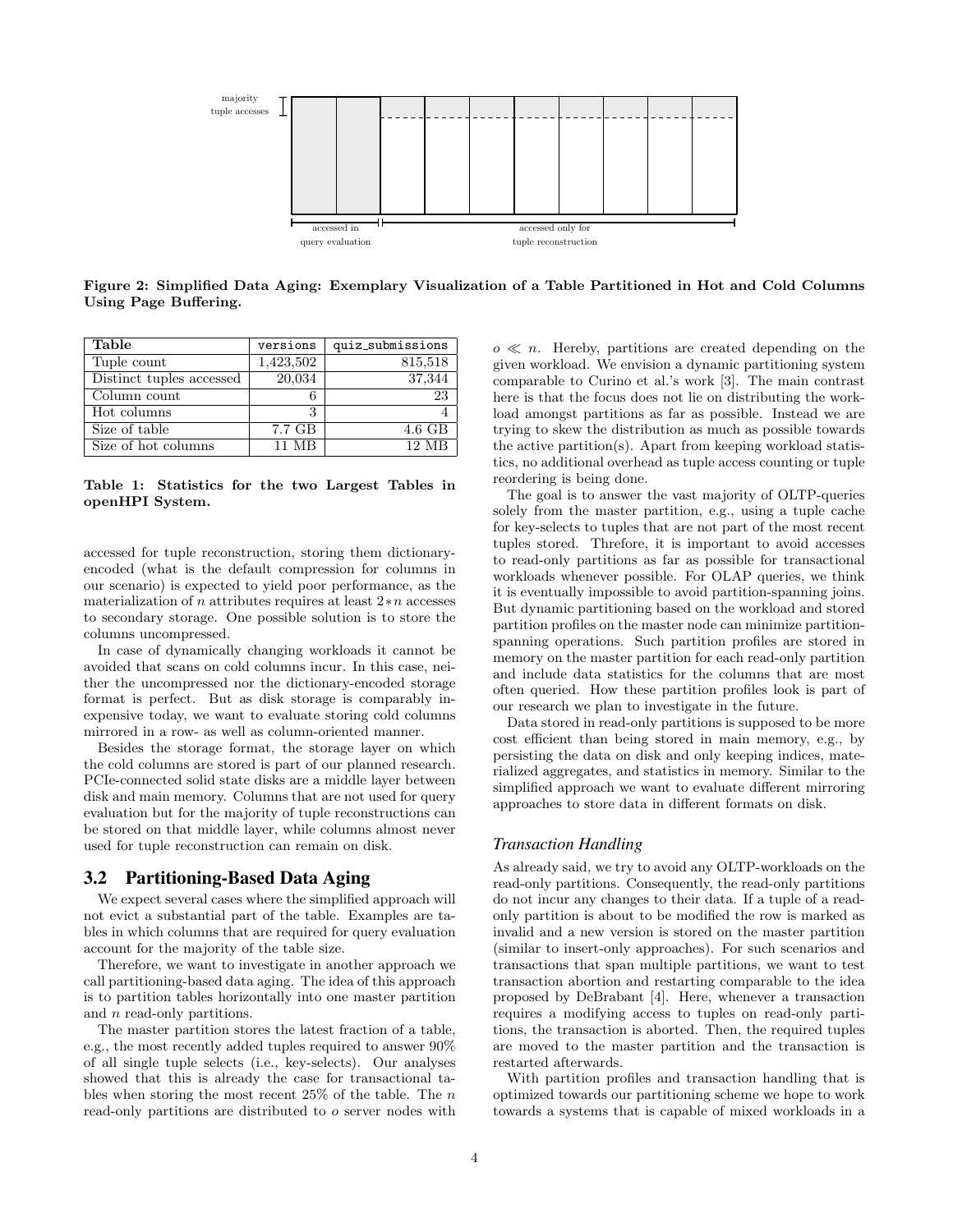majority tuple accesses

accessed in query evaluation

accessed only for tuple reconstruction

**Figure 2: Simplified Data Aging: Exemplary Visualization of a Table Partitioned in Hot and Cold Columns Using Page Buffering.**

| Table | `versions` | `quiz_submissions` |
|---|---|---|
| Tuple count | 1,423,502 | 815,518 |
| Distinct tuples accessed | 20,034 | 37,344 |
| Column count | 6 | 23 |
| Hot columns | 3 | 4 |
| Size of table | 7.7 GB | 4.6 GB |
| Size of hot columns | 11 MB | 12 MB |

**Table 1: Statistics for the two Largest Tables in openHPI System.**

accessed for tuple reconstruction, storing them dictionary-encoded (what is the default compression for columns in our scenario) is expected to yield poor performance, as the materialization of $n$ attributes requires at least $2*n$ accesses to secondary storage. One possible solution is to store the columns uncompressed.

In case of dynamically changing workloads it cannot be avoided that scans on cold columns incur. In this case, neither the uncompressed nor the dictionary-encoded storage format is perfect. But as disk storage is comparably inexpensive today, we want to evaluate storing cold columns mirrored in a row- as well as column-oriented manner.

Besides the storage format, the storage layer on which the cold columns are stored is part of our planned research. PCIe-connected solid state disks are a middle layer between disk and main memory. Columns that are not used for query evaluation but for the majority of tuple reconstructions can be stored on that middle layer, while columns almost never used for tuple reconstruction can remain on disk.

## 3.2 Partitioning-Based Data Aging

We expect several cases where the simplified approach will not evict a substantial part of the table. Examples are tables in which columns that are required for query evaluation account for the majority of the table size.

Therefore, we want to investigate in another approach we call partitioning-based data aging. The idea of this approach is to partition tables horizontally into one master partition and $n$ read-only partitions.

The master partition stores the latest fraction of a table, e.g., the most recently added tuples required to answer 90% of all single tuple selects (i.e., key-selects). Our analyses showed that this is already the case for transactional tables when storing the most recent 25% of the table. The $n$ read-only partitions are distributed to $o$ server nodes with $o \ll n$. Hereby, partitions are created depending on the given workload. We envision a dynamic partitioning system comparable to Curino et al.'s work [3]. The main contrast here is that the focus does not lie on distributing the workload amongst partitions as far as possible. Instead we are trying to skew the distribution as much as possible towards the active partition(s). Apart from keeping workload statistics, no additional overhead as tuple access counting or tuple reordering is being done.

The goal is to answer the vast majority of OLTP-queries solely from the master partition, e.g., using a tuple cache for key-selects to tuples that are not part of the most recent tuples stored. Threfore, it is important to avoid accesses to read-only partitions as far as possible for transactional workloads whenever possible. For OLAP queries, we think it is eventually impossible to avoid partition-spanning joins. But dynamic partitioning based on the workload and stored partition profiles on the master node can minimize partition-spanning operations. Such partition profiles are stored in memory on the master partition for each read-only partition and include data statistics for the columns that are most often queried. How these partition profiles look is part of our research we plan to investigate in the future.

Data stored in read-only partitions is supposed to be more cost efficient than being stored in main memory, e.g., by persisting the data on disk and only keeping indices, materialized aggregates, and statistics in memory. Similar to the simplified approach we want to evaluate different mirroring approaches to store data in different formats on disk.

### *Transaction Handling*

As already said, we try to avoid any OLTP-workloads on the read-only partitions. Consequently, the read-only partitions do not incur any changes to their data. If a tuple of a read-only partition is about to be modified the row is marked as invalid and a new version is stored on the master partition (similar to insert-only approaches). For such scenarios and transactions that span multiple partitions, we want to test transaction abortion and restarting comparable to the idea proposed by DeBrabant [4]. Here, whenever a transaction requires a modifying access to tuples on read-only partitions, the transaction is aborted. Then, the required tuples are moved to the master partition and the transaction is restarted afterwards.

With partition profiles and transaction handling that is optimized towards our partitioning scheme we hope to work towards a systems that is capable of mixed workloads in a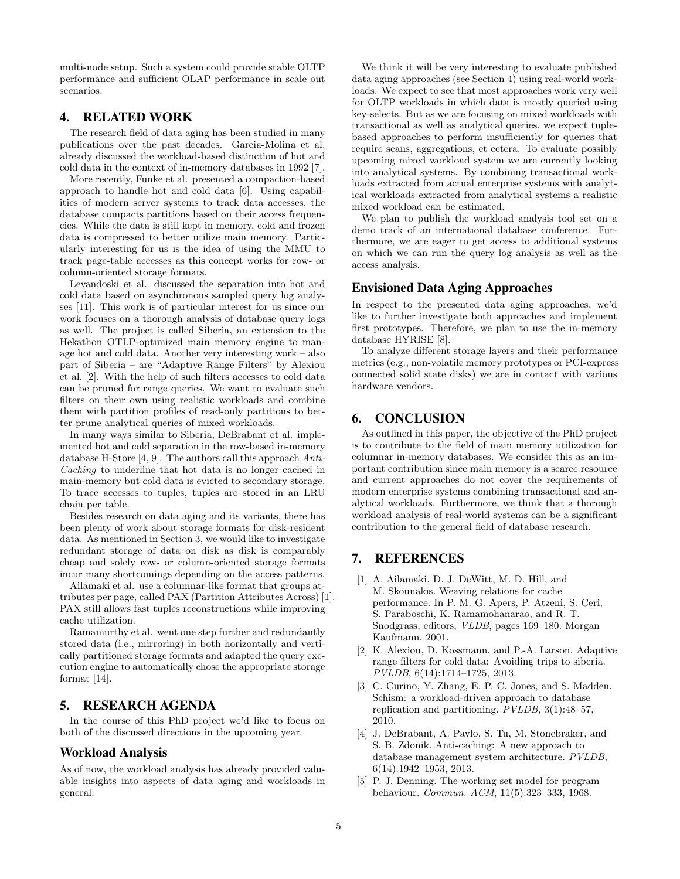multi-node setup. Such a system could provide stable OLTP performance and sufficient OLAP performance in scale out scenarios.

## 4. RELATED WORK

The research field of data aging has been studied in many publications over the past decades. Garcia-Molina et al. already discussed the workload-based distinction of hot and cold data in the context of in-memory databases in 1992 [7].

More recently, Funke et al. presented a compaction-based approach to handle hot and cold data [6]. Using capabilities of modern server systems to track data accesses, the database compacts partitions based on their access frequencies. While the data is still kept in memory, cold and frozen data is compressed to better utilize main memory. Particularly interesting for us is the idea of using the MMU to track page-table accesses as this concept works for row- or column-oriented storage formats.

Levandoski et al. discussed the separation into hot and cold data based on asynchronous sampled query log analyses [11]. This work is of particular interest for us since our work focuses on a thorough analysis of database query logs as well. The project is called Siberia, an extension to the Hekathon OTLP-optimized main memory engine to manage hot and cold data. Another very interesting work – also part of Siberia – are "Adaptive Range Filters" by Alexiou et al. [2]. With the help of such filters accesses to cold data can be pruned for range queries. We want to evaluate such filters on their own using realistic workloads and combine them with partition profiles of read-only partitions to better prune analytical queries of mixed workloads.

In many ways similar to Siberia, DeBrabant et al. implemented hot and cold separation in the row-based in-memory database H-Store [4, 9]. The authors call this approach *Anti-Caching* to underline that hot data is no longer cached in main-memory but cold data is evicted to secondary storage. To trace accesses to tuples, tuples are stored in an LRU chain per table.

Besides research on data aging and its variants, there has been plenty of work about storage formats for disk-resident data. As mentioned in Section 3, we would like to investigate redundant storage of data on disk as disk is comparably cheap and solely row- or column-oriented storage formats incur many shortcomings depending on the access patterns.

Ailamaki et al. use a columnar-like format that groups attributes per page, called PAX (Partition Attributes Across) [1]. PAX still allows fast tuples reconstructions while improving cache utilization.

Ramamurthy et al. went one step further and redundantly stored data (i.e., mirroring) in both horizontally and vertically partitioned storage formats and adapted the query execution engine to automatically chose the appropriate storage format [14].

## 5. RESEARCH AGENDA

In the course of this PhD project we'd like to focus on both of the discussed directions in the upcoming year.

### Workload Analysis

As of now, the workload analysis has already provided valuable insights into aspects of data aging and workloads in general.

We think it will be very interesting to evaluate published data aging approaches (see Section 4) using real-world workloads. We expect to see that most approaches work very well for OLTP workloads in which data is mostly queried using key-selects. But as we are focusing on mixed workloads with transactional as well as analytical queries, we expect tuple-based approaches to perform insufficiently for queries that require scans, aggregations, et cetera. To evaluate possibly upcoming mixed workload system we are currently looking into analytical systems. By combining transactional workloads extracted from actual enterprise systems with analytical workloads extracted from analytical systems a realistic mixed workload can be estimated.

We plan to publish the workload analysis tool set on a demo track of an international database conference. Furthermore, we are eager to get access to additional systems on which we can run the query log analysis as well as the access analysis.

### Envisioned Data Aging Approaches

In respect to the presented data aging approaches, we'd like to further investigate both approaches and implement first prototypes. Therefore, we plan to use the in-memory database HYRISE [8].

To analyze different storage layers and their performance metrics (e.g., non-volatile memory prototypes or PCI-express connected solid state disks) we are in contact with various hardware vendors.

## 6. CONCLUSION

As outlined in this paper, the objective of the PhD project is to contribute to the field of main memory utilization for columnar in-memory databases. We consider this as an important contribution since main memory is a scarce resource and current approaches do not cover the requirements of modern enterprise systems combining transactional and analytical workloads. Furthermore, we think that a thorough workload analysis of real-world systems can be a significant contribution to the general field of database research.

## 7. REFERENCES

[1] A. Ailamaki, D. J. DeWitt, M. D. Hill, and M. Skounakis. Weaving relations for cache performance. In P. M. G. Apers, P. Atzeni, S. Ceri, S. Paraboschi, K. Ramamohanarao, and R. T. Snodgrass, editors, *VLDB*, pages 169–180. Morgan Kaufmann, 2001.

[2] K. Alexiou, D. Kossmann, and P.-A. Larson. Adaptive range filters for cold data: Avoiding trips to siberia. *PVLDB*, 6(14):1714–1725, 2013.

[3] C. Curino, Y. Zhang, E. P. C. Jones, and S. Madden. Schism: a workload-driven approach to database replication and partitioning. *PVLDB*, 3(1):48–57, 2010.

[4] J. DeBrabant, A. Pavlo, S. Tu, M. Stonebraker, and S. B. Zdonik. Anti-caching: A new approach to database management system architecture. *PVLDB*, 6(14):1942–1953, 2013.

[5] P. J. Denning. The working set model for program behaviour. *Commun. ACM*, 11(5):323–333, 1968.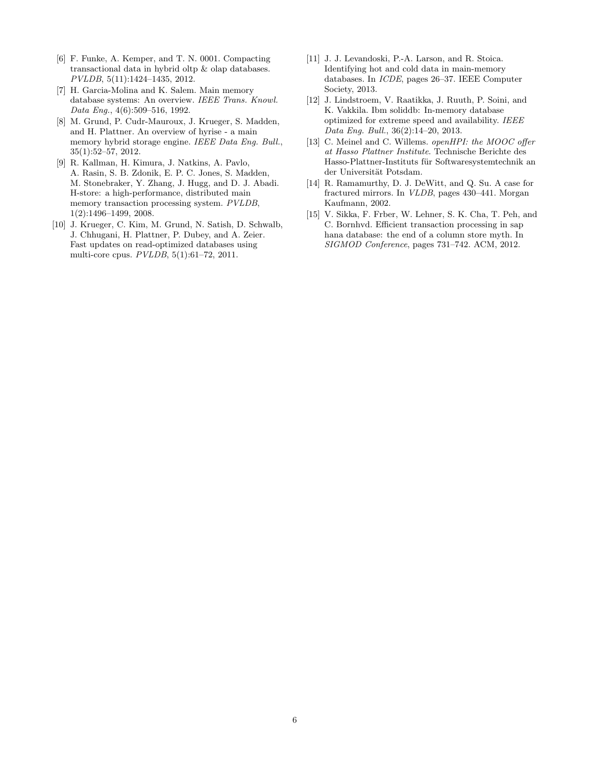[6] F. Funke, A. Kemper, and T. N. 0001. Compacting transactional data in hybrid oltp & olap databases. *PVLDB*, 5(11):1424–1435, 2012.

[7] H. Garcia-Molina and K. Salem. Main memory database systems: An overview. *IEEE Trans. Knowl. Data Eng.*, 4(6):509–516, 1992.

[8] M. Grund, P. Cudr-Mauroux, J. Krueger, S. Madden, and H. Plattner. An overview of hyrise - a main memory hybrid storage engine. *IEEE Data Eng. Bull.*, 35(1):52–57, 2012.

[9] R. Kallman, H. Kimura, J. Natkins, A. Pavlo, A. Rasin, S. B. Zdonik, E. P. C. Jones, S. Madden, M. Stonebraker, Y. Zhang, J. Hugg, and D. J. Abadi. H-store: a high-performance, distributed main memory transaction processing system. *PVLDB*, 1(2):1496–1499, 2008.

[10] J. Krueger, C. Kim, M. Grund, N. Satish, D. Schwalb, J. Chhugani, H. Plattner, P. Dubey, and A. Zeier. Fast updates on read-optimized databases using multi-core cpus. *PVLDB*, 5(1):61–72, 2011.

[11] J. J. Levandoski, P.-A. Larson, and R. Stoica. Identifying hot and cold data in main-memory databases. In *ICDE*, pages 26–37. IEEE Computer Society, 2013.

[12] J. Lindstroem, V. Raatikka, J. Ruuth, P. Soini, and K. Vakkila. Ibm soliddb: In-memory database optimized for extreme speed and availability. *IEEE Data Eng. Bull.*, 36(2):14–20, 2013.

[13] C. Meinel and C. Willems. *openHPI: the MOOC offer at Hasso Plattner Institute*. Technische Berichte des Hasso-Plattner-Instituts für Softwaresystemtechnik an der Universität Potsdam.

[14] R. Ramamurthy, D. J. DeWitt, and Q. Su. A case for fractured mirrors. In *VLDB*, pages 430–441. Morgan Kaufmann, 2002.

[15] V. Sikka, F. Frber, W. Lehner, S. K. Cha, T. Peh, and C. Bornhvd. Efficient transaction processing in sap hana database: the end of a column store myth. In *SIGMOD Conference*, pages 731–742. ACM, 2012.